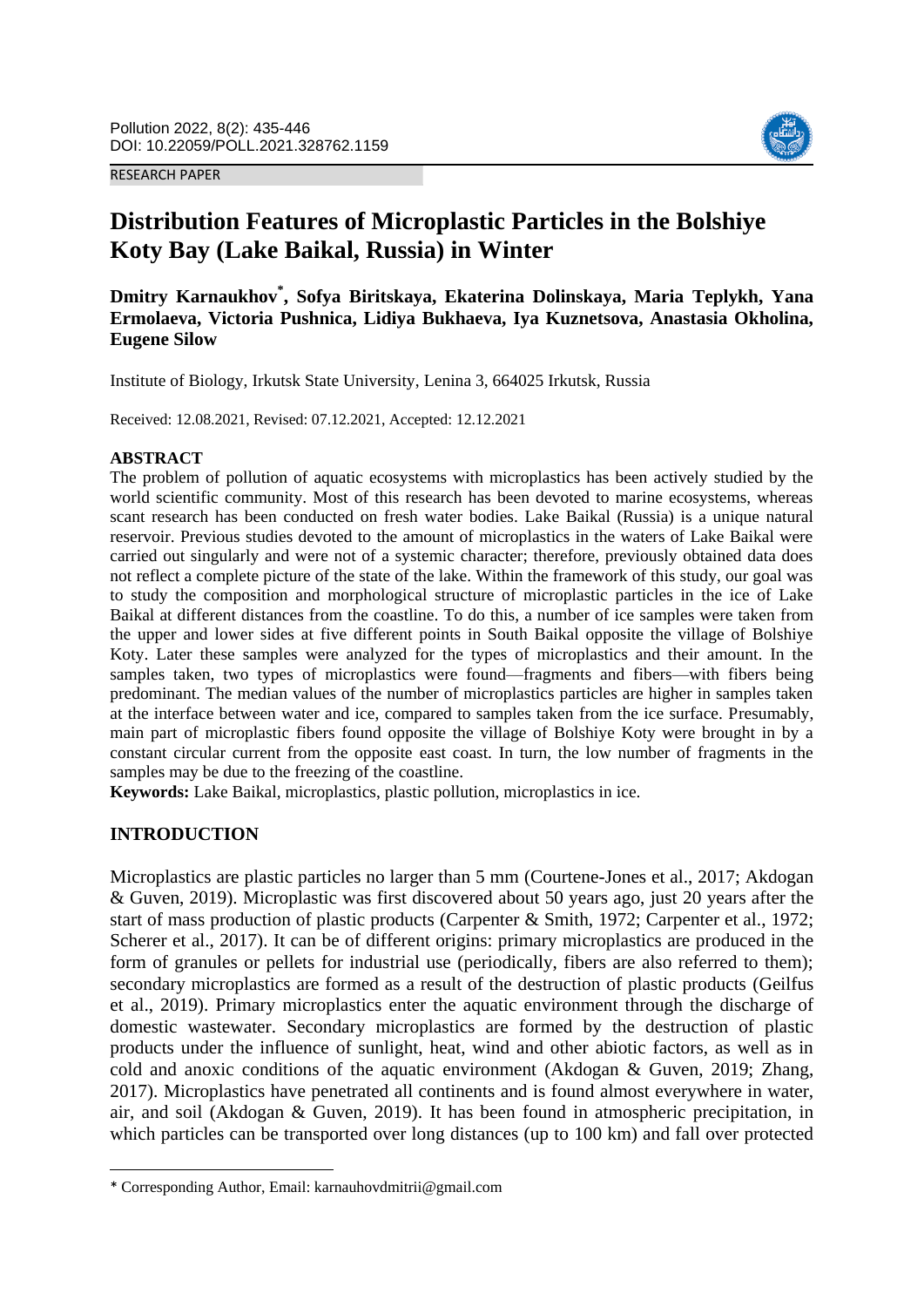RESEARCH PAPER

# Distribution Features of Microplastic Particles in the Bolshiye Koty Bay (Lake Baikal, Russia) in Winter

**Dmitry Karnaukhov*, Sofya Biritskaya, Ekaterina Dolinskaya, Maria Teplykh, Yana Ermolaeva, Victoria Pushnica, Lidiya Bukhaeva, Iya Kuznetsova, Anastasia Okholina, Eugene Silow**

Institute of Biology, Irkutsk State University, Lenina 3, 664025 Irkutsk, Russia

Received: 12.08.2021, Revised: 07.12.2021, Accepted: 12.12.2021

## ABSTRACT

The problem of pollution of aquatic ecosystems with microplastics has been actively studied by the world scientific community. Most of this research has been devoted to marine ecosystems, whereas scant research has been conducted on fresh water bodies. Lake Baikal (Russia) is a unique natural reservoir. Previous studies devoted to the amount of microplastics in the waters of Lake Baikal were carried out singularly and were not of a systemic character; therefore, previously obtained data does not reflect a complete picture of the state of the lake. Within the framework of this study, our goal was to study the composition and morphological structure of microplastic particles in the ice of Lake Baikal at different distances from the coastline. To do this, a number of ice samples were taken from the upper and lower sides at five different points in South Baikal opposite the village of Bolshiye Koty. Later these samples were analyzed for the types of microplastics and their amount. In the samples taken, two types of microplastics were found—fragments and fibers—with fibers being predominant. The median values of the number of microplastics particles are higher in samples taken at the interface between water and ice, compared to samples taken from the ice surface. Presumably, main part of microplastic fibers found opposite the village of Bolshiye Koty were brought in by a constant circular current from the opposite east coast. In turn, the low number of fragments in the samples may be due to the freezing of the coastline.

**Keywords:** Lake Baikal, microplastics, plastic pollution, microplastics in ice.

## INTRODUCTION

Microplastics are plastic particles no larger than 5 mm (Courtene-Jones et al., 2017; Akdogan & Guven, 2019). Microplastic was first discovered about 50 years ago, just 20 years after the start of mass production of plastic products (Carpenter & Smith, 1972; Carpenter et al., 1972; Scherer et al., 2017). It can be of different origins: primary microplastics are produced in the form of granules or pellets for industrial use (periodically, fibers are also referred to them); secondary microplastics are formed as a result of the destruction of plastic products (Geilfus et al., 2019). Primary microplastics enter the aquatic environment through the discharge of domestic wastewater. Secondary microplastics are formed by the destruction of plastic products under the influence of sunlight, heat, wind and other abiotic factors, as well as in cold and anoxic conditions of the aquatic environment (Akdogan & Guven, 2019; Zhang, 2017). Microplastics have penetrated all continents and is found almost everywhere in water, air, and soil (Akdogan & Guven, 2019). It has been found in atmospheric precipitation, in which particles can be transported over long distances (up to 100 km) and fall over protected

* Corresponding Author, Email: karnauhovdmitrii@gmail.com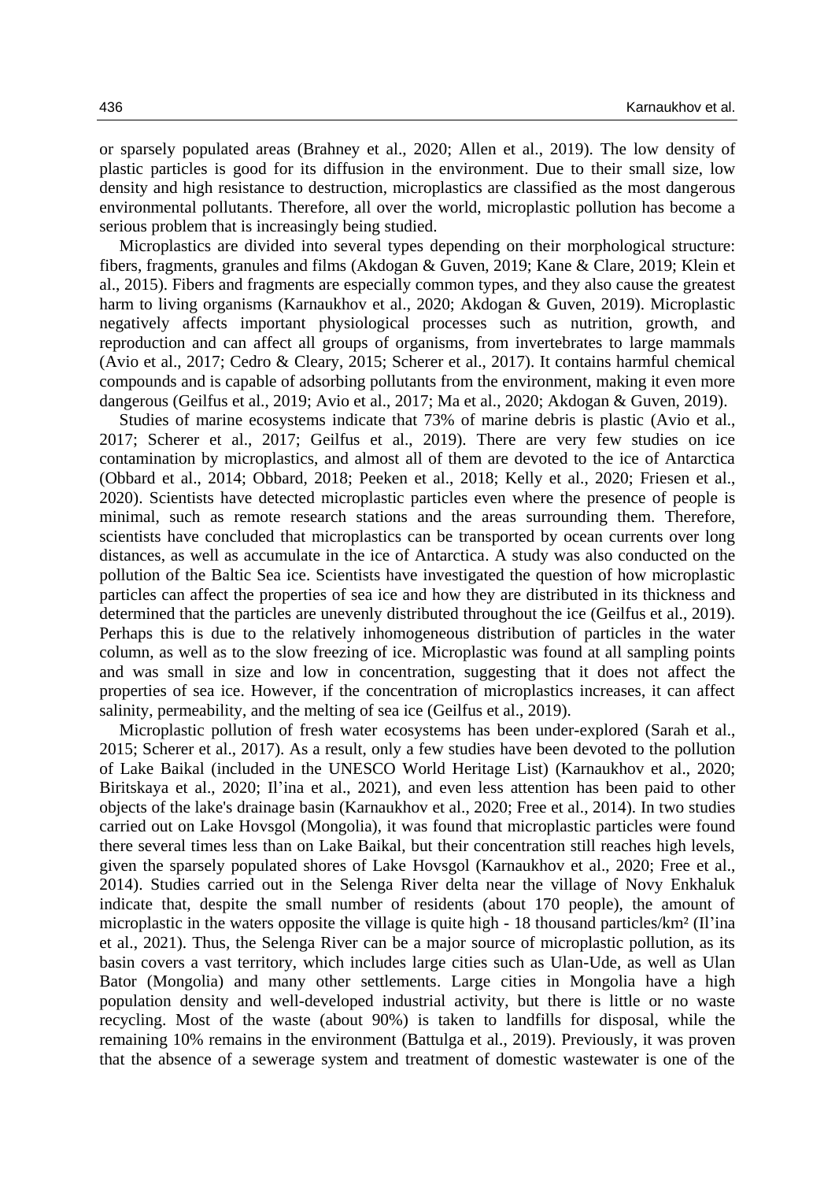or sparsely populated areas (Brahney et al., 2020; Allen et al., 2019). The low density of plastic particles is good for its diffusion in the environment. Due to their small size, low density and high resistance to destruction, microplastics are classified as the most dangerous environmental pollutants. Therefore, all over the world, microplastic pollution has become a serious problem that is increasingly being studied.

Microplastics are divided into several types depending on their morphological structure: fibers, fragments, granules and films (Akdogan & Guven, 2019; Kane & Clare, 2019; Klein et al., 2015). Fibers and fragments are especially common types, and they also cause the greatest harm to living organisms (Karnaukhov et al., 2020; Akdogan & Guven, 2019). Microplastic negatively affects important physiological processes such as nutrition, growth, and reproduction and can affect all groups of organisms, from invertebrates to large mammals (Avio et al., 2017; Cedro & Cleary, 2015; Scherer et al., 2017). It contains harmful chemical compounds and is capable of adsorbing pollutants from the environment, making it even more dangerous (Geilfus et al., 2019; Avio et al., 2017; Ma et al., 2020; Akdogan & Guven, 2019).

Studies of marine ecosystems indicate that 73% of marine debris is plastic (Avio et al., 2017; Scherer et al., 2017; Geilfus et al., 2019). There are very few studies on ice contamination by microplastics, and almost all of them are devoted to the ice of Antarctica (Obbard et al., 2014; Obbard, 2018; Peeken et al., 2018; Kelly et al., 2020; Friesen et al., 2020). Scientists have detected microplastic particles even where the presence of people is minimal, such as remote research stations and the areas surrounding them. Therefore, scientists have concluded that microplastics can be transported by ocean currents over long distances, as well as accumulate in the ice of Antarctica. A study was also conducted on the pollution of the Baltic Sea ice. Scientists have investigated the question of how microplastic particles can affect the properties of sea ice and how they are distributed in its thickness and determined that the particles are unevenly distributed throughout the ice (Geilfus et al., 2019). Perhaps this is due to the relatively inhomogeneous distribution of particles in the water column, as well as to the slow freezing of ice. Microplastic was found at all sampling points and was small in size and low in concentration, suggesting that it does not affect the properties of sea ice. However, if the concentration of microplastics increases, it can affect salinity, permeability, and the melting of sea ice (Geilfus et al., 2019).

Microplastic pollution of fresh water ecosystems has been under-explored (Sarah et al., 2015; Scherer et al., 2017). As a result, only a few studies have been devoted to the pollution of Lake Baikal (included in the UNESCO World Heritage List) (Karnaukhov et al., 2020; Biritskaya et al., 2020; Il'ina et al., 2021), and even less attention has been paid to other objects of the lake's drainage basin (Karnaukhov et al., 2020; Free et al., 2014). In two studies carried out on Lake Hovsgol (Mongolia), it was found that microplastic particles were found there several times less than on Lake Baikal, but their concentration still reaches high levels, given the sparsely populated shores of Lake Hovsgol (Karnaukhov et al., 2020; Free et al., 2014). Studies carried out in the Selenga River delta near the village of Novy Enkhaluk indicate that, despite the small number of residents (about 170 people), the amount of microplastic in the waters opposite the village is quite high - 18 thousand particles/km² (Il'ina et al., 2021). Thus, the Selenga River can be a major source of microplastic pollution, as its basin covers a vast territory, which includes large cities such as Ulan-Ude, as well as Ulan Bator (Mongolia) and many other settlements. Large cities in Mongolia have a high population density and well-developed industrial activity, but there is little or no waste recycling. Most of the waste (about 90%) is taken to landfills for disposal, while the remaining 10% remains in the environment (Battulga et al., 2019). Previously, it was proven that the absence of a sewerage system and treatment of domestic wastewater is one of the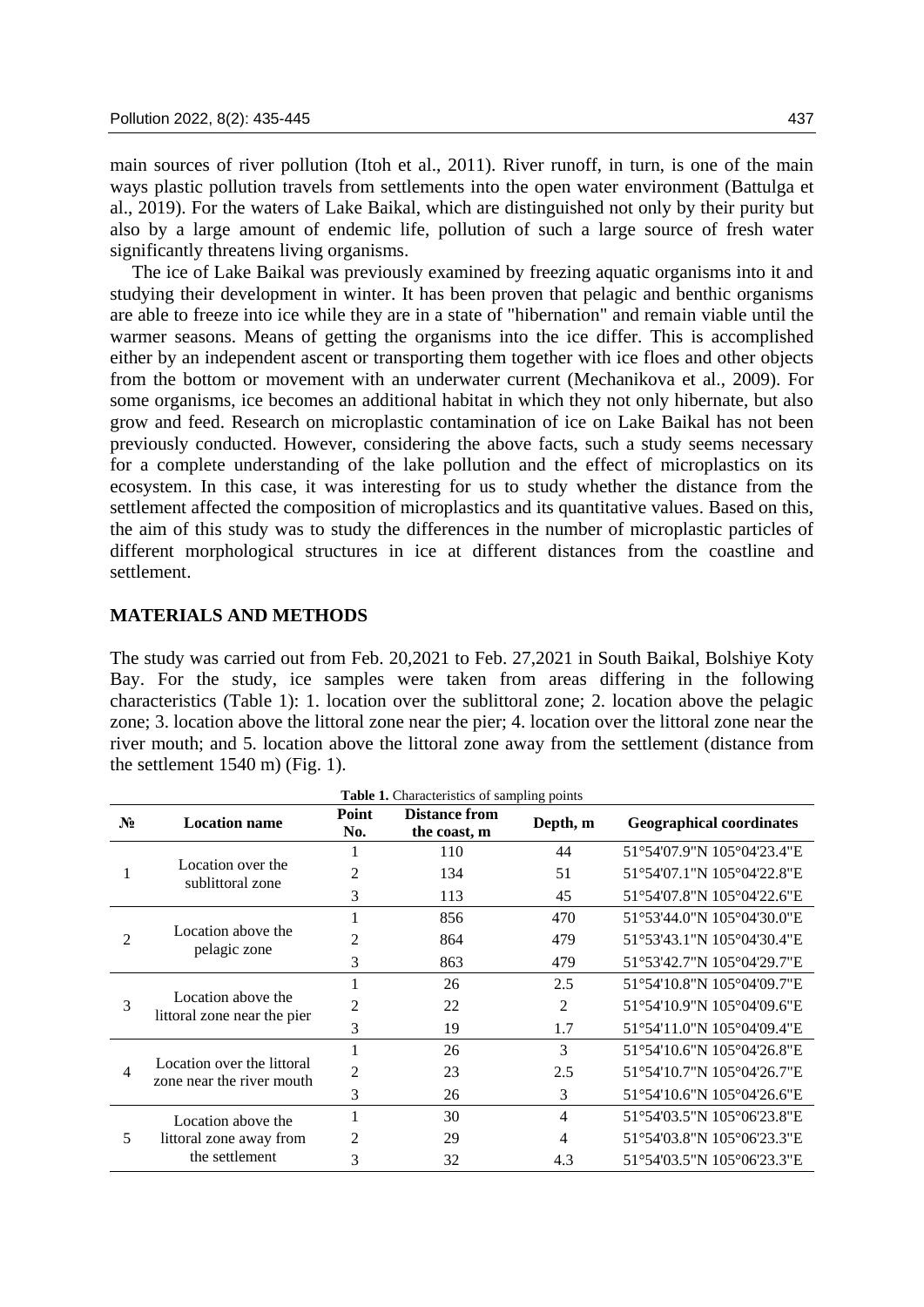main sources of river pollution (Itoh et al., 2011). River runoff, in turn, is one of the main ways plastic pollution travels from settlements into the open water environment (Battulga et al., 2019). For the waters of Lake Baikal, which are distinguished not only by their purity but also by a large amount of endemic life, pollution of such a large source of fresh water significantly threatens living organisms.

The ice of Lake Baikal was previously examined by freezing aquatic organisms into it and studying their development in winter. It has been proven that pelagic and benthic organisms are able to freeze into ice while they are in a state of "hibernation" and remain viable until the warmer seasons. Means of getting the organisms into the ice differ. This is accomplished either by an independent ascent or transporting them together with ice floes and other objects from the bottom or movement with an underwater current (Mechanikova et al., 2009). For some organisms, ice becomes an additional habitat in which they not only hibernate, but also grow and feed. Research on microplastic contamination of ice on Lake Baikal has not been previously conducted. However, considering the above facts, such a study seems necessary for a complete understanding of the lake pollution and the effect of microplastics on its ecosystem. In this case, it was interesting for us to study whether the distance from the settlement affected the composition of microplastics and its quantitative values. Based on this, the aim of this study was to study the differences in the number of microplastic particles of different morphological structures in ice at different distances from the coastline and settlement.

## MATERIALS AND METHODS

The study was carried out from Feb. 20,2021 to Feb. 27,2021 in South Baikal, Bolshiye Koty Bay. For the study, ice samples were taken from areas differing in the following characteristics (Table 1): 1. location over the sublittoral zone; 2. location above the pelagic zone; 3. location above the littoral zone near the pier; 4. location over the littoral zone near the river mouth; and 5. location above the littoral zone away from the settlement (distance from the settlement 1540 m) (Fig. 1).

**Table 1.** Characteristics of sampling points

| № | Location name | Point No. | Distance from the coast, m | Depth, m | Geographical coordinates |
|---|---|---|---|---|---|
| 1 | Location over the sublittoral zone | 1 | 110 | 44 | 51°54'07.9"N 105°04'23.4"E |
| | | 2 | 134 | 51 | 51°54'07.1"N 105°04'22.8"E |
| | | 3 | 113 | 45 | 51°54'07.8"N 105°04'22.6"E |
| 2 | Location above the pelagic zone | 1 | 856 | 470 | 51°53'44.0"N 105°04'30.0"E |
| | | 2 | 864 | 479 | 51°53'43.1"N 105°04'30.4"E |
| | | 3 | 863 | 479 | 51°53'42.7"N 105°04'29.7"E |
| 3 | Location above the littoral zone near the pier | 1 | 26 | 2.5 | 51°54'10.8"N 105°04'09.7"E |
| | | 2 | 22 | 2 | 51°54'10.9"N 105°04'09.6"E |
| | | 3 | 19 | 1.7 | 51°54'11.0"N 105°04'09.4"E |
| 4 | Location over the littoral zone near the river mouth | 1 | 26 | 3 | 51°54'10.6"N 105°04'26.8"E |
| | | 2 | 23 | 2.5 | 51°54'10.7"N 105°04'26.7"E |
| | | 3 | 26 | 3 | 51°54'10.6"N 105°04'26.6"E |
| 5 | Location above the littoral zone away from the settlement | 1 | 30 | 4 | 51°54'03.5"N 105°06'23.8"E |
| | | 2 | 29 | 4 | 51°54'03.8"N 105°06'23.3"E |
| | | 3 | 32 | 4.3 | 51°54'03.5"N 105°06'23.3"E |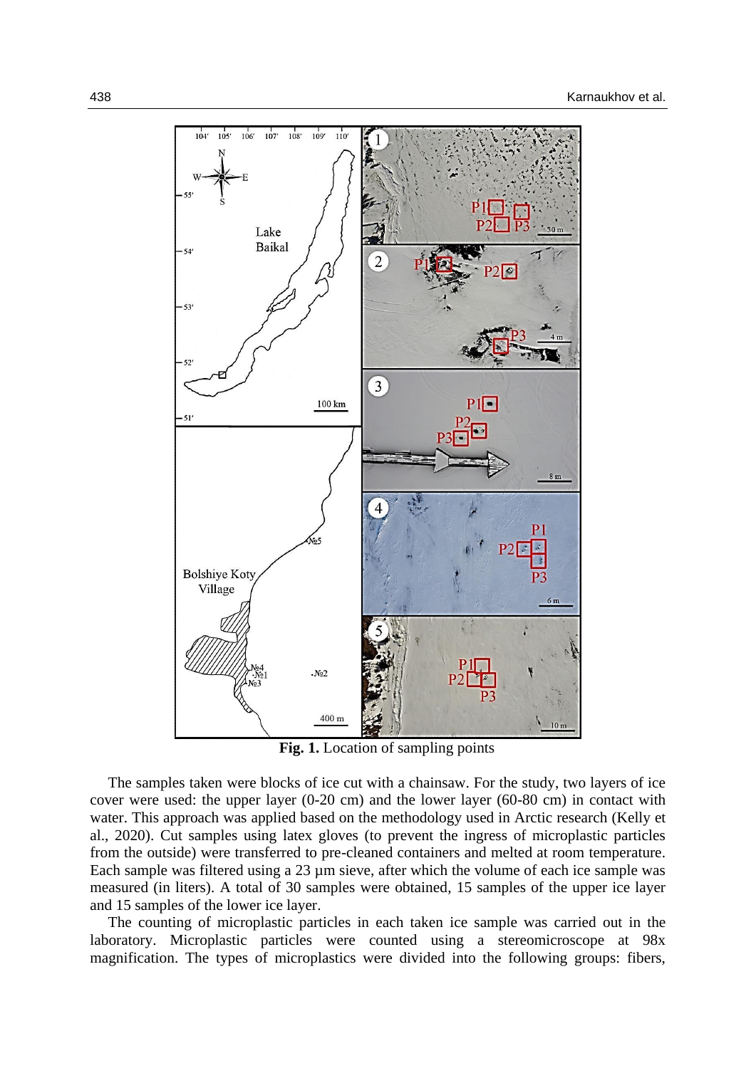**Fig. 1.** Location of sampling points

The samples taken were blocks of ice cut with a chainsaw. For the study, two layers of ice cover were used: the upper layer (0-20 cm) and the lower layer (60-80 cm) in contact with water. This approach was applied based on the methodology used in Arctic research (Kelly et al., 2020). Cut samples using latex gloves (to prevent the ingress of microplastic particles from the outside) were transferred to pre-cleaned containers and melted at room temperature. Each sample was filtered using a 23 µm sieve, after which the volume of each ice sample was measured (in liters). A total of 30 samples were obtained, 15 samples of the upper ice layer and 15 samples of the lower ice layer.

The counting of microplastic particles in each taken ice sample was carried out in the laboratory. Microplastic particles were counted using a stereomicroscope at 98x magnification. The types of microplastics were divided into the following groups: fibers,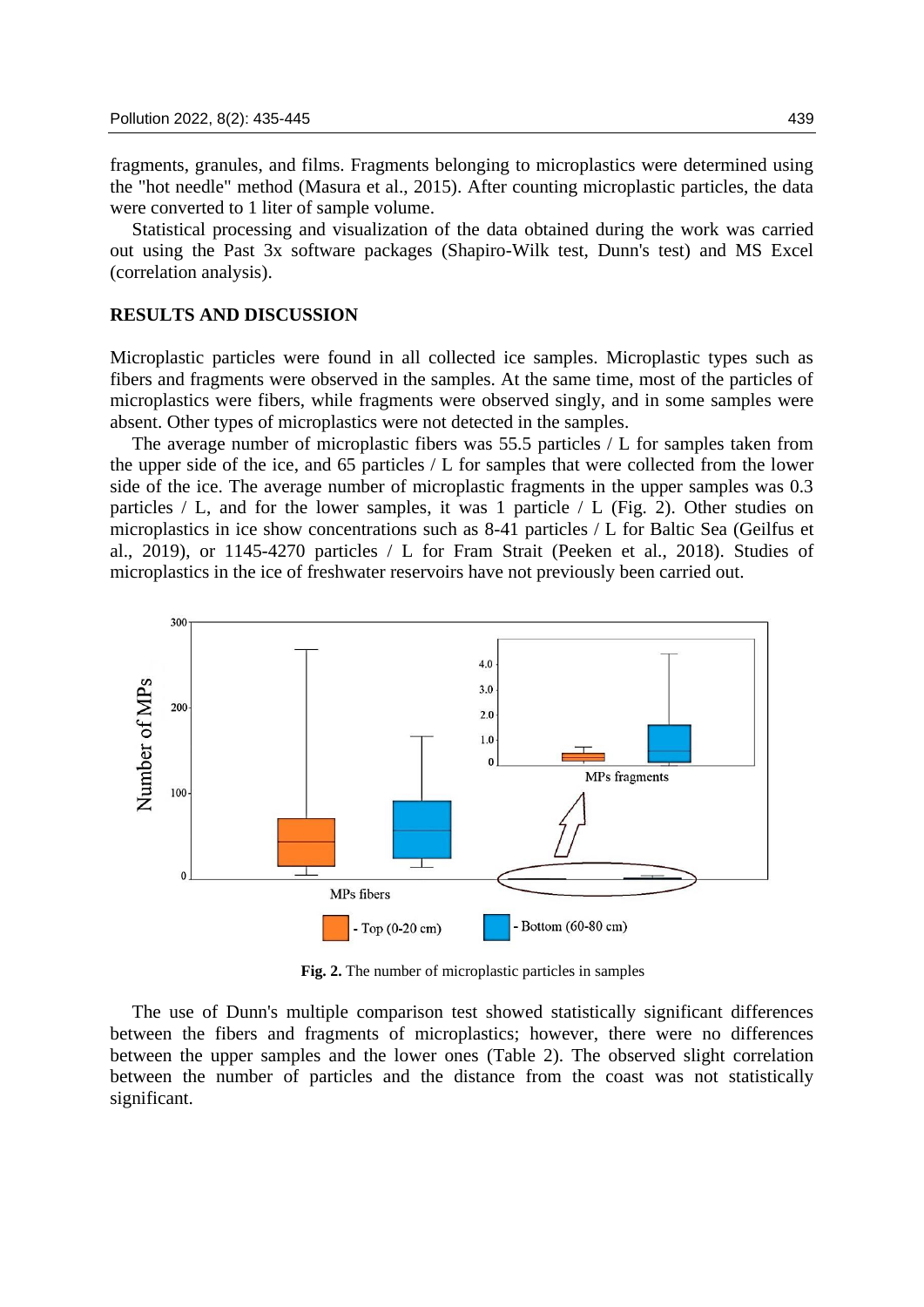fragments, granules, and films. Fragments belonging to microplastics were determined using the "hot needle" method (Masura et al., 2015). After counting microplastic particles, the data were converted to 1 liter of sample volume.

Statistical processing and visualization of the data obtained during the work was carried out using the Past 3x software packages (Shapiro-Wilk test, Dunn's test) and MS Excel (correlation analysis).

## RESULTS AND DISCUSSION

Microplastic particles were found in all collected ice samples. Microplastic types such as fibers and fragments were observed in the samples. At the same time, most of the particles of microplastics were fibers, while fragments were observed singly, and in some samples were absent. Other types of microplastics were not detected in the samples.

The average number of microplastic fibers was 55.5 particles / L for samples taken from the upper side of the ice, and 65 particles / L for samples that were collected from the lower side of the ice. The average number of microplastic fragments in the upper samples was 0.3 particles / L, and for the lower samples, it was 1 particle / L (Fig. 2). Other studies on microplastics in ice show concentrations such as 8-41 particles / L for Baltic Sea (Geilfus et al., 2019), or 1145-4270 particles / L for Fram Strait (Peeken et al., 2018). Studies of microplastics in the ice of freshwater reservoirs have not previously been carried out.

**Fig. 2.** The number of microplastic particles in samples

The use of Dunn's multiple comparison test showed statistically significant differences between the fibers and fragments of microplastics; however, there were no differences between the upper samples and the lower ones (Table 2). The observed slight correlation between the number of particles and the distance from the coast was not statistically significant.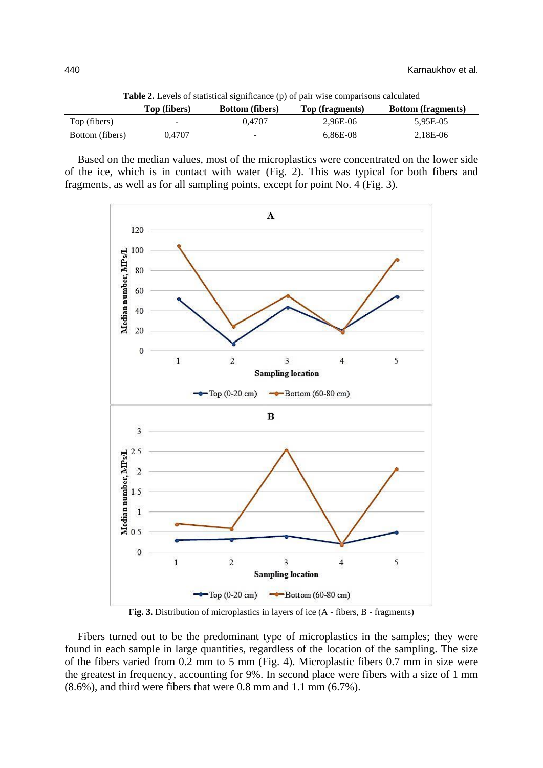**Table 2.** Levels of statistical significance (p) of pair wise comparisons calculated

|  | Top (fibers) | Bottom (fibers) | Top (fragments) | Bottom (fragments) |
|---|---|---|---|---|
| Top (fibers) | - | 0,4707 | 2,96E-06 | 5,95E-05 |
| Bottom (fibers) | 0,4707 | - | 6,86E-08 | 2,18E-06 |

Based on the median values, most of the microplastics were concentrated on the lower side of the ice, which is in contact with water (Fig. 2). This was typical for both fibers and fragments, as well as for all sampling points, except for point No. 4 (Fig. 3).

**Fig. 3.** Distribution of microplastics in layers of ice (A - fibers, B - fragments)

Fibers turned out to be the predominant type of microplastics in the samples; they were found in each sample in large quantities, regardless of the location of the sampling. The size of the fibers varied from 0.2 mm to 5 mm (Fig. 4). Microplastic fibers 0.7 mm in size were the greatest in frequency, accounting for 9%. In second place were fibers with a size of 1 mm (8.6%), and third were fibers that were 0.8 mm and 1.1 mm (6.7%).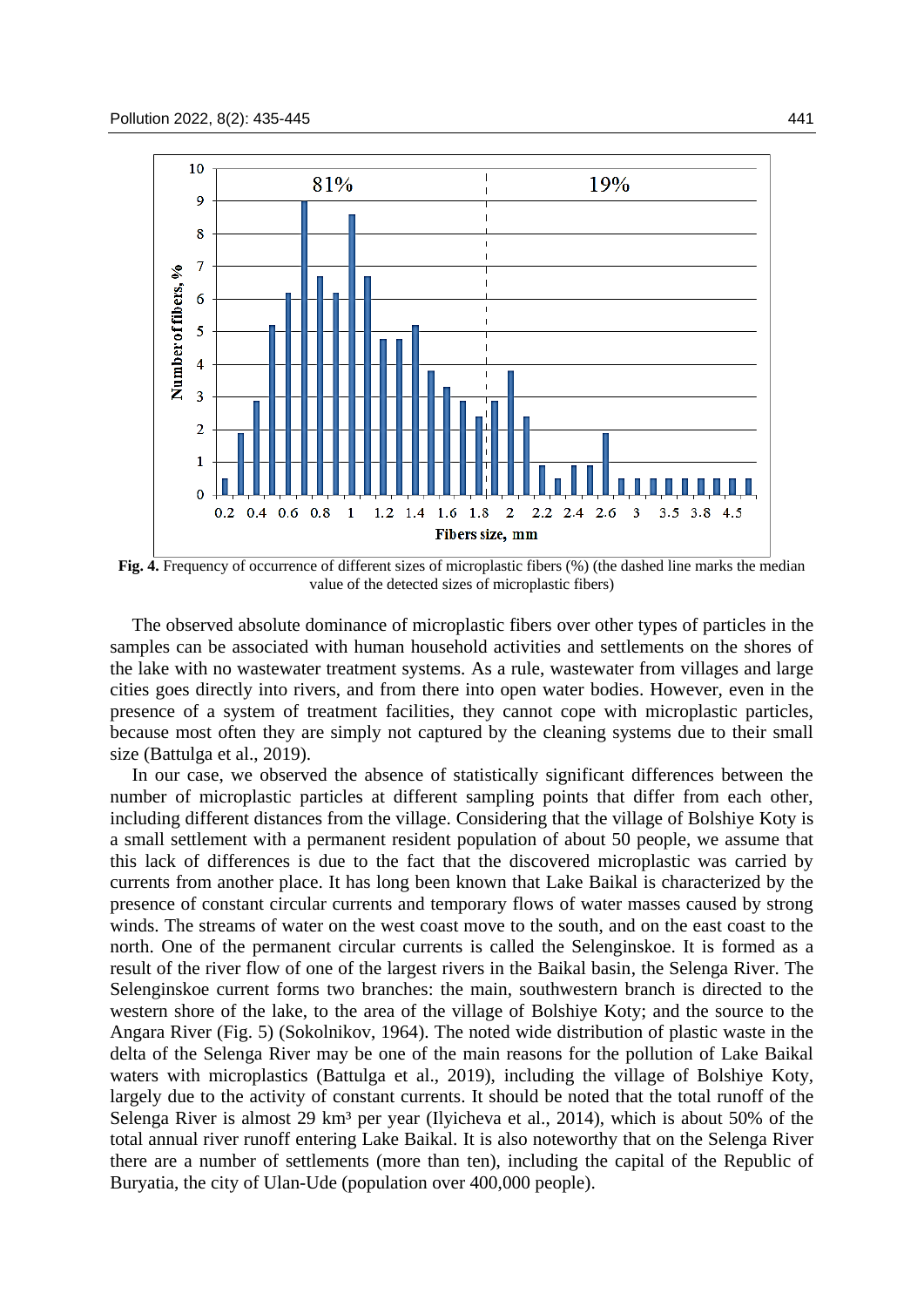**Fig. 4.** Frequency of occurrence of different sizes of microplastic fibers (%) (the dashed line marks the median value of the detected sizes of microplastic fibers)

The observed absolute dominance of microplastic fibers over other types of particles in the samples can be associated with human household activities and settlements on the shores of the lake with no wastewater treatment systems. As a rule, wastewater from villages and large cities goes directly into rivers, and from there into open water bodies. However, even in the presence of a system of treatment facilities, they cannot cope with microplastic particles, because most often they are simply not captured by the cleaning systems due to their small size (Battulga et al., 2019).

In our case, we observed the absence of statistically significant differences between the number of microplastic particles at different sampling points that differ from each other, including different distances from the village. Considering that the village of Bolshiye Koty is a small settlement with a permanent resident population of about 50 people, we assume that this lack of differences is due to the fact that the discovered microplastic was carried by currents from another place. It has long been known that Lake Baikal is characterized by the presence of constant circular currents and temporary flows of water masses caused by strong winds. The streams of water on the west coast move to the south, and on the east coast to the north. One of the permanent circular currents is called the Selenginskoe. It is formed as a result of the river flow of one of the largest rivers in the Baikal basin, the Selenga River. The Selenginskoe current forms two branches: the main, southwestern branch is directed to the western shore of the lake, to the area of the village of Bolshiye Koty; and the source to the Angara River (Fig. 5) (Sokolnikov, 1964). The noted wide distribution of plastic waste in the delta of the Selenga River may be one of the main reasons for the pollution of Lake Baikal waters with microplastics (Battulga et al., 2019), including the village of Bolshiye Koty, largely due to the activity of constant currents. It should be noted that the total runoff of the Selenga River is almost 29 km³ per year (Ilyicheva et al., 2014), which is about 50% of the total annual river runoff entering Lake Baikal. It is also noteworthy that on the Selenga River there are a number of settlements (more than ten), including the capital of the Republic of Buryatia, the city of Ulan-Ude (population over 400,000 people).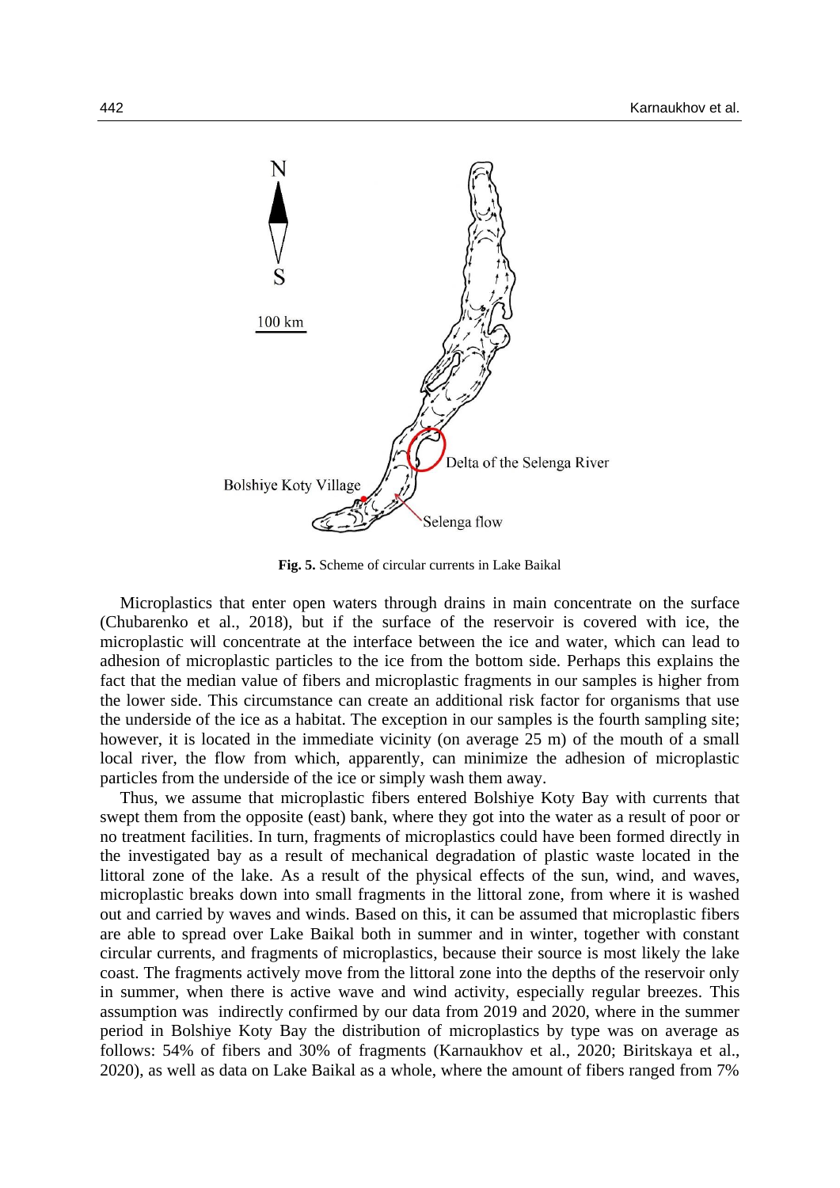Fig. 5. Scheme of circular currents in Lake Baikal

Microplastics that enter open waters through drains in main concentrate on the surface (Chubarenko et al., 2018), but if the surface of the reservoir is covered with ice, the microplastic will concentrate at the interface between the ice and water, which can lead to adhesion of microplastic particles to the ice from the bottom side. Perhaps this explains the fact that the median value of fibers and microplastic fragments in our samples is higher from the lower side. This circumstance can create an additional risk factor for organisms that use the underside of the ice as a habitat. The exception in our samples is the fourth sampling site; however, it is located in the immediate vicinity (on average 25 m) of the mouth of a small local river, the flow from which, apparently, can minimize the adhesion of microplastic particles from the underside of the ice or simply wash them away.

Thus, we assume that microplastic fibers entered Bolshiye Koty Bay with currents that swept them from the opposite (east) bank, where they got into the water as a result of poor or no treatment facilities. In turn, fragments of microplastics could have been formed directly in the investigated bay as a result of mechanical degradation of plastic waste located in the littoral zone of the lake. As a result of the physical effects of the sun, wind, and waves, microplastic breaks down into small fragments in the littoral zone, from where it is washed out and carried by waves and winds. Based on this, it can be assumed that microplastic fibers are able to spread over Lake Baikal both in summer and in winter, together with constant circular currents, and fragments of microplastics, because their source is most likely the lake coast. The fragments actively move from the littoral zone into the depths of the reservoir only in summer, when there is active wave and wind activity, especially regular breezes. This assumption was indirectly confirmed by our data from 2019 and 2020, where in the summer period in Bolshiye Koty Bay the distribution of microplastics by type was on average as follows: 54% of fibers and 30% of fragments (Karnaukhov et al., 2020; Biritskaya et al., 2020), as well as data on Lake Baikal as a whole, where the amount of fibers ranged from 7%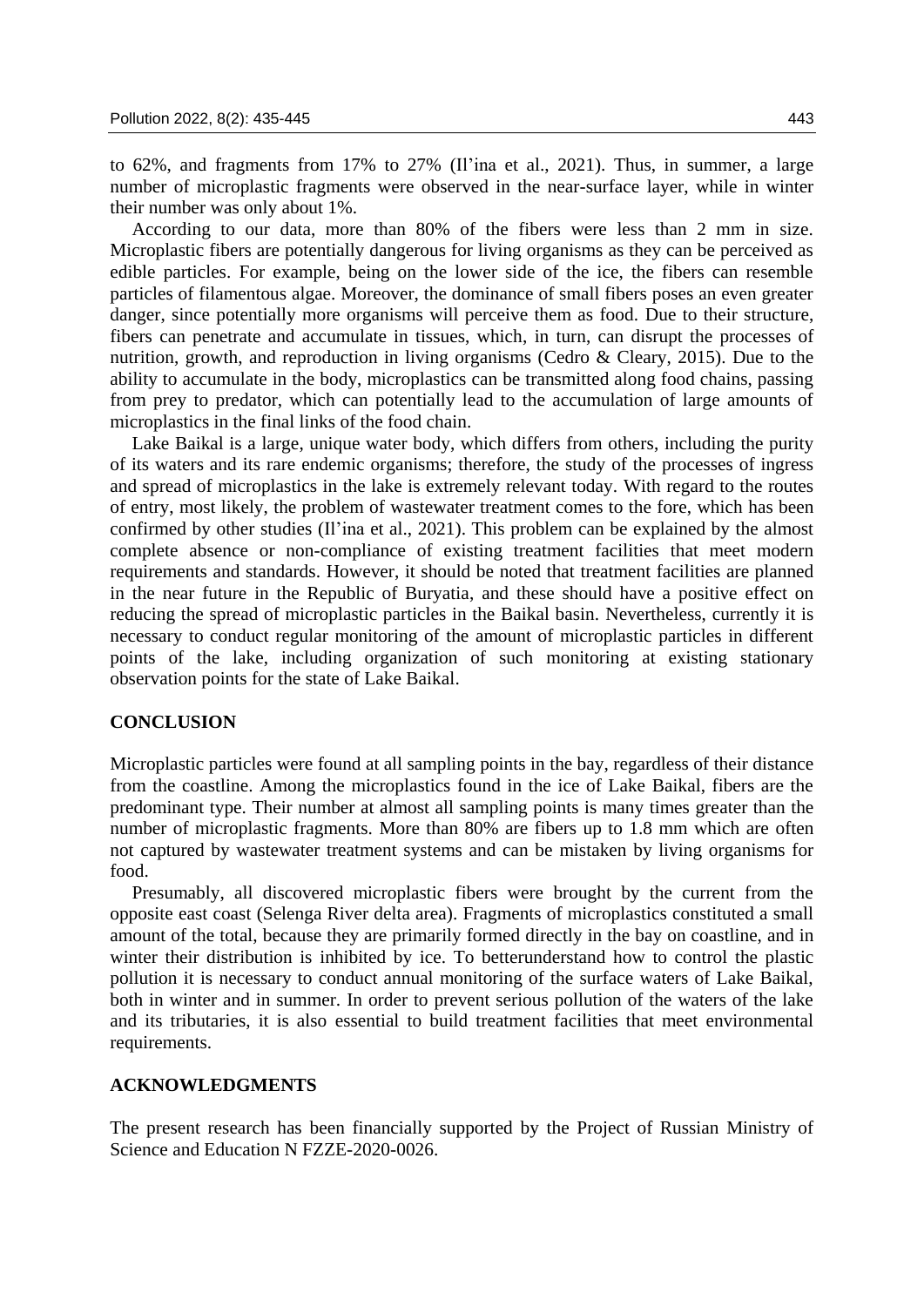to 62%, and fragments from 17% to 27% (Il'ina et al., 2021). Thus, in summer, a large number of microplastic fragments were observed in the near-surface layer, while in winter their number was only about 1%.

According to our data, more than 80% of the fibers were less than 2 mm in size. Microplastic fibers are potentially dangerous for living organisms as they can be perceived as edible particles. For example, being on the lower side of the ice, the fibers can resemble particles of filamentous algae. Moreover, the dominance of small fibers poses an even greater danger, since potentially more organisms will perceive them as food. Due to their structure, fibers can penetrate and accumulate in tissues, which, in turn, can disrupt the processes of nutrition, growth, and reproduction in living organisms (Cedro & Cleary, 2015). Due to the ability to accumulate in the body, microplastics can be transmitted along food chains, passing from prey to predator, which can potentially lead to the accumulation of large amounts of microplastics in the final links of the food chain.

Lake Baikal is a large, unique water body, which differs from others, including the purity of its waters and its rare endemic organisms; therefore, the study of the processes of ingress and spread of microplastics in the lake is extremely relevant today. With regard to the routes of entry, most likely, the problem of wastewater treatment comes to the fore, which has been confirmed by other studies (Il'ina et al., 2021). This problem can be explained by the almost complete absence or non-compliance of existing treatment facilities that meet modern requirements and standards. However, it should be noted that treatment facilities are planned in the near future in the Republic of Buryatia, and these should have a positive effect on reducing the spread of microplastic particles in the Baikal basin. Nevertheless, currently it is necessary to conduct regular monitoring of the amount of microplastic particles in different points of the lake, including organization of such monitoring at existing stationary observation points for the state of Lake Baikal.

## CONCLUSION

Microplastic particles were found at all sampling points in the bay, regardless of their distance from the coastline. Among the microplastics found in the ice of Lake Baikal, fibers are the predominant type. Their number at almost all sampling points is many times greater than the number of microplastic fragments. More than 80% are fibers up to 1.8 mm which are often not captured by wastewater treatment systems and can be mistaken by living organisms for food.

Presumably, all discovered microplastic fibers were brought by the current from the opposite east coast (Selenga River delta area). Fragments of microplastics constituted a small amount of the total, because they are primarily formed directly in the bay on coastline, and in winter their distribution is inhibited by ice. To betterunderstand how to control the plastic pollution it is necessary to conduct annual monitoring of the surface waters of Lake Baikal, both in winter and in summer. In order to prevent serious pollution of the waters of the lake and its tributaries, it is also essential to build treatment facilities that meet environmental requirements.

## ACKNOWLEDGMENTS

The present research has been financially supported by the Project of Russian Ministry of Science and Education N FZZE-2020-0026.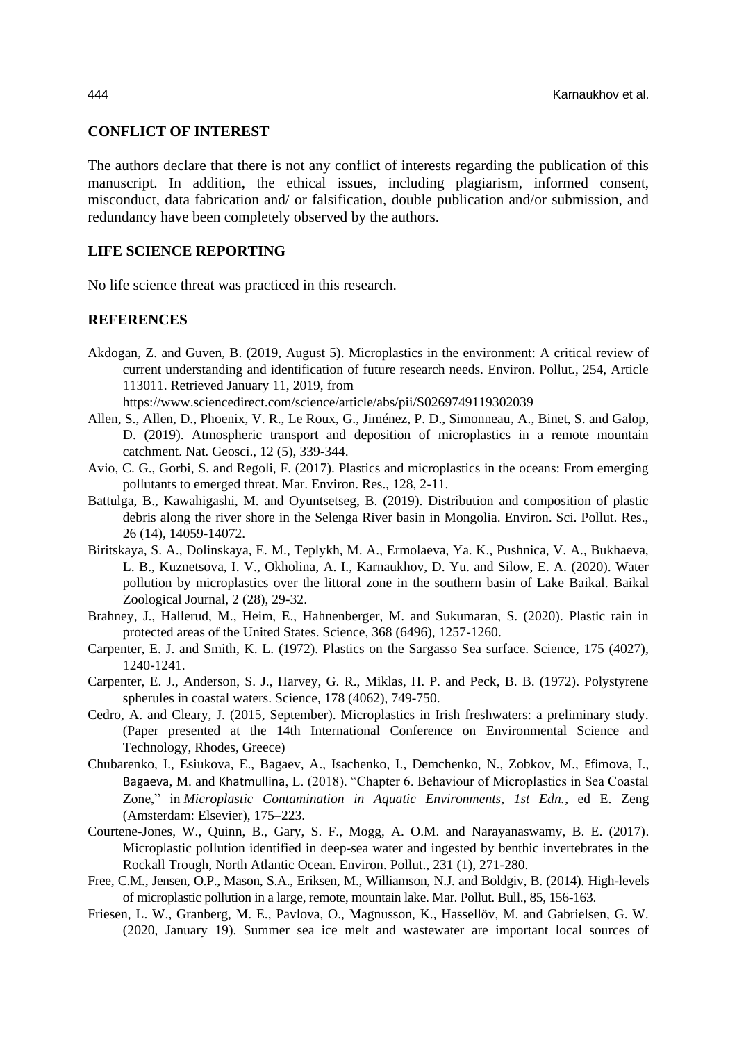## CONFLICT OF INTEREST

The authors declare that there is not any conflict of interests regarding the publication of this manuscript. In addition, the ethical issues, including plagiarism, informed consent, misconduct, data fabrication and/ or falsification, double publication and/or submission, and redundancy have been completely observed by the authors.

## LIFE SCIENCE REPORTING

No life science threat was practiced in this research.

## REFERENCES

Akdogan, Z. and Guven, B. (2019, August 5). Microplastics in the environment: A critical review of current understanding and identification of future research needs. Environ. Pollut., 254, Article 113011. Retrieved January 11, 2019, from https://www.sciencedirect.com/science/article/abs/pii/S0269749119302039

Allen, S., Allen, D., Phoenix, V. R., Le Roux, G., Jiménez, P. D., Simonneau, A., Binet, S. and Galop, D. (2019). Atmospheric transport and deposition of microplastics in a remote mountain catchment. Nat. Geosci., 12 (5), 339-344.

Avio, C. G., Gorbi, S. and Regoli, F. (2017). Plastics and microplastics in the oceans: From emerging pollutants to emerged threat. Mar. Environ. Res., 128, 2-11.

Battulga, B., Kawahigashi, M. and Oyuntsetseg, B. (2019). Distribution and composition of plastic debris along the river shore in the Selenga River basin in Mongolia. Environ. Sci. Pollut. Res., 26 (14), 14059-14072.

Biritskaya, S. A., Dolinskaya, E. M., Teplykh, M. A., Ermolaeva, Ya. K., Pushnica, V. A., Bukhaeva, L. B., Kuznetsova, I. V., Okholina, A. I., Karnaukhov, D. Yu. and Silow, E. A. (2020). Water pollution by microplastics over the littoral zone in the southern basin of Lake Baikal. Baikal Zoological Journal, 2 (28), 29-32.

Brahney, J., Hallerud, M., Heim, E., Hahnenberger, M. and Sukumaran, S. (2020). Plastic rain in protected areas of the United States. Science, 368 (6496), 1257-1260.

Carpenter, E. J. and Smith, K. L. (1972). Plastics on the Sargasso Sea surface. Science, 175 (4027), 1240-1241.

Carpenter, E. J., Anderson, S. J., Harvey, G. R., Miklas, H. P. and Peck, B. B. (1972). Polystyrene spherules in coastal waters. Science, 178 (4062), 749-750.

Cedro, A. and Cleary, J. (2015, September). Microplastics in Irish freshwaters: a preliminary study. (Paper presented at the 14th International Conference on Environmental Science and Technology, Rhodes, Greece)

Chubarenko, I., Esiukova, E., Bagaev, A., Isachenko, I., Demchenko, N., Zobkov, M., Efimova, I., Bagaeva, M. and Khatmullina, L. (2018). "Chapter 6. Behaviour of Microplastics in Sea Coastal Zone," in *Microplastic Contamination in Aquatic Environments, 1st Edn.*, ed E. Zeng (Amsterdam: Elsevier), 175–223.

Courtene-Jones, W., Quinn, B., Gary, S. F., Mogg, A. O.M. and Narayanaswamy, B. E. (2017). Microplastic pollution identified in deep-sea water and ingested by benthic invertebrates in the Rockall Trough, North Atlantic Ocean. Environ. Pollut., 231 (1), 271-280.

Free, C.M., Jensen, O.P., Mason, S.A., Eriksen, M., Williamson, N.J. and Boldgiv, B. (2014). High-levels of microplastic pollution in a large, remote, mountain lake. Mar. Pollut. Bull., 85, 156-163.

Friesen, L. W., Granberg, M. E., Pavlova, O., Magnusson, K., Hassellöv, M. and Gabrielsen, G. W. (2020, January 19). Summer sea ice melt and wastewater are important local sources of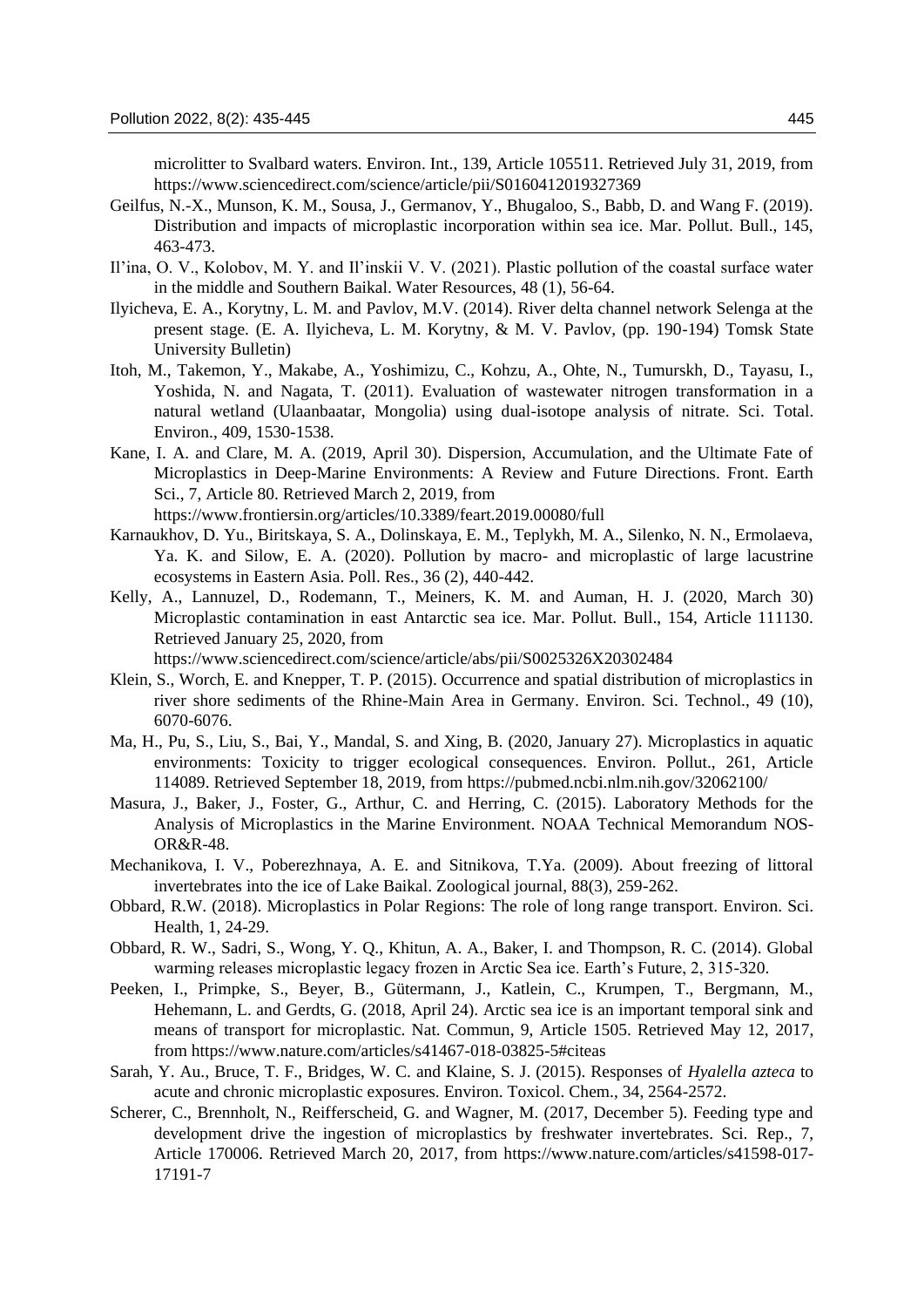microlitter to Svalbard waters. Environ. Int., 139, Article 105511. Retrieved July 31, 2019, from https://www.sciencedirect.com/science/article/pii/S0160412019327369

Geilfus, N.-X., Munson, K. M., Sousa, J., Germanov, Y., Bhugaloo, S., Babb, D. and Wang F. (2019). Distribution and impacts of microplastic incorporation within sea ice. Mar. Pollut. Bull., 145, 463-473.

Il'ina, O. V., Kolobov, M. Y. and Il'inskii V. V. (2021). Plastic pollution of the coastal surface water in the middle and Southern Baikal. Water Resources, 48 (1), 56-64.

Ilyicheva, E. A., Korytny, L. M. and Pavlov, M.V. (2014). River delta channel network Selenga at the present stage. (E. A. Ilyicheva, L. M. Korytny, & M. V. Pavlov, (pp. 190-194) Tomsk State University Bulletin)

Itoh, M., Takemon, Y., Makabe, A., Yoshimizu, C., Kohzu, A., Ohte, N., Tumurskh, D., Tayasu, I., Yoshida, N. and Nagata, T. (2011). Evaluation of wastewater nitrogen transformation in a natural wetland (Ulaanbaatar, Mongolia) using dual-isotope analysis of nitrate. Sci. Total. Environ., 409, 1530-1538.

Kane, I. A. and Clare, M. A. (2019, April 30). Dispersion, Accumulation, and the Ultimate Fate of Microplastics in Deep-Marine Environments: A Review and Future Directions. Front. Earth Sci., 7, Article 80. Retrieved March 2, 2019, from https://www.frontiersin.org/articles/10.3389/feart.2019.00080/full

Karnaukhov, D. Yu., Biritskaya, S. A., Dolinskaya, E. M., Teplykh, M. A., Silenko, N. N., Ermolaeva, Ya. K. and Silow, E. A. (2020). Pollution by macro- and microplastic of large lacustrine ecosystems in Eastern Asia. Poll. Res., 36 (2), 440-442.

Kelly, A., Lannuzel, D., Rodemann, T., Meiners, K. M. and Auman, H. J. (2020, March 30) Microplastic contamination in east Antarctic sea ice. Mar. Pollut. Bull., 154, Article 111130. Retrieved January 25, 2020, from https://www.sciencedirect.com/science/article/abs/pii/S0025326X20302484

Klein, S., Worch, E. and Knepper, T. P. (2015). Occurrence and spatial distribution of microplastics in river shore sediments of the Rhine-Main Area in Germany. Environ. Sci. Technol., 49 (10), 6070-6076.

Ma, H., Pu, S., Liu, S., Bai, Y., Mandal, S. and Xing, B. (2020, January 27). Microplastics in aquatic environments: Toxicity to trigger ecological consequences. Environ. Pollut., 261, Article 114089. Retrieved September 18, 2019, from https://pubmed.ncbi.nlm.nih.gov/32062100/

Masura, J., Baker, J., Foster, G., Arthur, C. and Herring, C. (2015). Laboratory Methods for the Analysis of Microplastics in the Marine Environment. NOAA Technical Memorandum NOS-OR&R-48.

Mechanikova, I. V., Poberezhnaya, A. E. and Sitnikova, T.Ya. (2009). About freezing of littoral invertebrates into the ice of Lake Baikal. Zoological journal, 88(3), 259-262.

Obbard, R.W. (2018). Microplastics in Polar Regions: The role of long range transport. Environ. Sci. Health, 1, 24-29.

Obbard, R. W., Sadri, S., Wong, Y. Q., Khitun, A. A., Baker, I. and Thompson, R. C. (2014). Global warming releases microplastic legacy frozen in Arctic Sea ice. Earth's Future, 2, 315-320.

Peeken, I., Primpke, S., Beyer, B., Gütermann, J., Katlein, C., Krumpen, T., Bergmann, M., Hehemann, L. and Gerdts, G. (2018, April 24). Arctic sea ice is an important temporal sink and means of transport for microplastic. Nat. Commun, 9, Article 1505. Retrieved May 12, 2017, from https://www.nature.com/articles/s41467-018-03825-5#citeas

Sarah, Y. Au., Bruce, T. F., Bridges, W. C. and Klaine, S. J. (2015). Responses of *Hyalella azteca* to acute and chronic microplastic exposures. Environ. Toxicol. Chem., 34, 2564-2572.

Scherer, C., Brennholt, N., Reifferscheid, G. and Wagner, M. (2017, December 5). Feeding type and development drive the ingestion of microplastics by freshwater invertebrates. Sci. Rep., 7, Article 170006. Retrieved March 20, 2017, from https://www.nature.com/articles/s41598-017-17191-7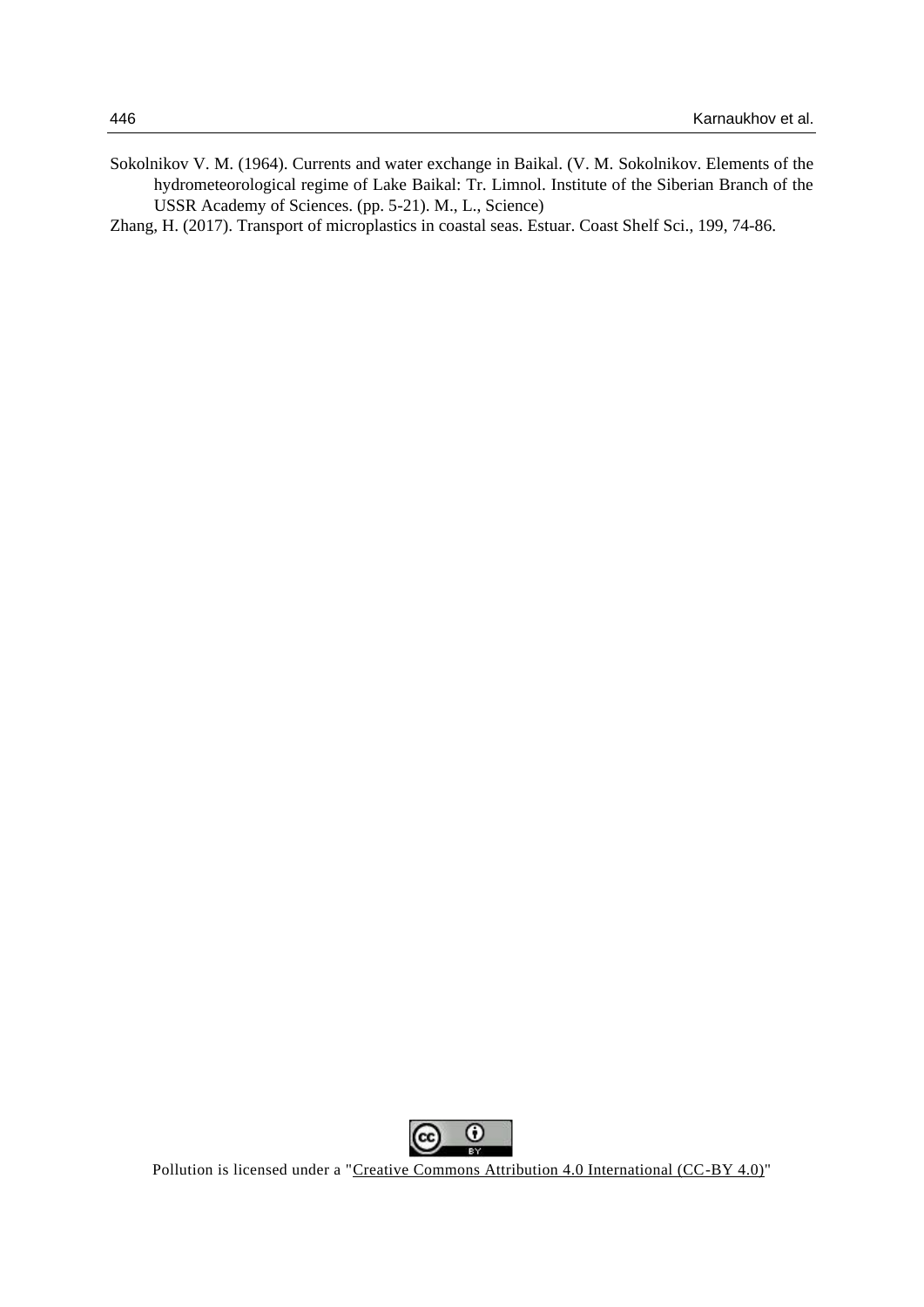Sokolnikov V. M. (1964). Currents and water exchange in Baikal. (V. M. Sokolnikov. Elements of the hydrometeorological regime of Lake Baikal: Tr. Limnol. Institute of the Siberian Branch of the USSR Academy of Sciences. (pp. 5-21). M., L., Science)

Zhang, H. (2017). Transport of microplastics in coastal seas. Estuar. Coast Shelf Sci., 199, 74-86.

Pollution is licensed under a "Creative Commons Attribution 4.0 International (CC-BY 4.0)"